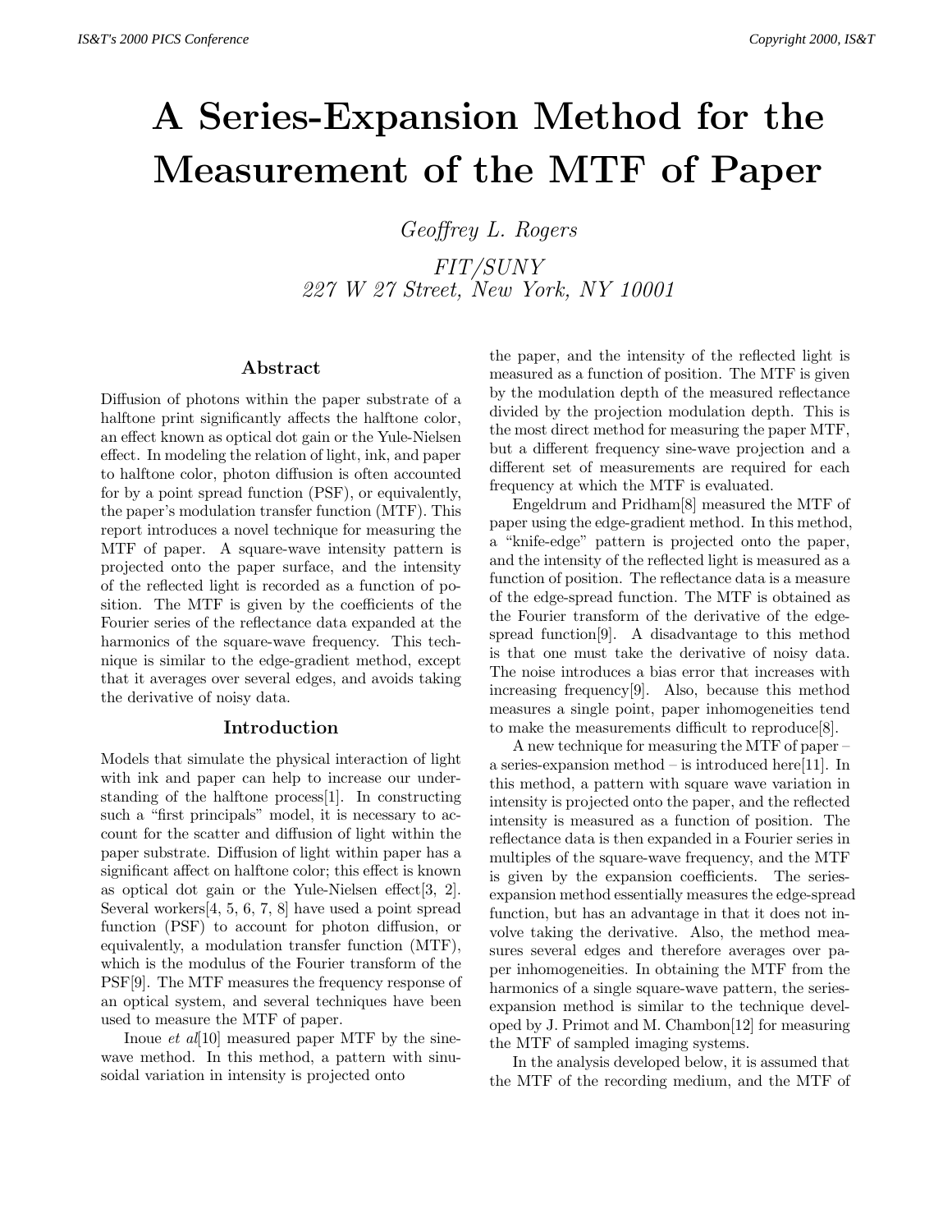# A Series-Expansion Method for the Measurement of the MTF of Paper

*Geoffrey L. Rogers*

*FIT/SUNY*
*227 W 27 Street, New York, NY 10001*

## Abstract

Diffusion of photons within the paper substrate of a halftone print significantly affects the halftone color, an effect known as optical dot gain or the Yule-Nielsen effect. In modeling the relation of light, ink, and paper to halftone color, photon diffusion is often accounted for by a point spread function (PSF), or equivalently, the paper's modulation transfer function (MTF). This report introduces a novel technique for measuring the MTF of paper. A square-wave intensity pattern is projected onto the paper surface, and the intensity of the reflected light is recorded as a function of position. The MTF is given by the coefficients of the Fourier series of the reflectance data expanded at the harmonics of the square-wave frequency. This technique is similar to the edge-gradient method, except that it averages over several edges, and avoids taking the derivative of noisy data.

## Introduction

Models that simulate the physical interaction of light with ink and paper can help to increase our understanding of the halftone process[1]. In constructing such a "first principals" model, it is necessary to account for the scatter and diffusion of light within the paper substrate. Diffusion of light within paper has a significant affect on halftone color; this effect is known as optical dot gain or the Yule-Nielsen effect[3, 2]. Several workers[4, 5, 6, 7, 8] have used a point spread function (PSF) to account for photon diffusion, or equivalently, a modulation transfer function (MTF), which is the modulus of the Fourier transform of the PSF[9]. The MTF measures the frequency response of an optical system, and several techniques have been used to measure the MTF of paper.

Inoue *et al*[10] measured paper MTF by the sine-wave method. In this method, a pattern with sinusoidal variation in intensity is projected onto the paper, and the intensity of the reflected light is measured as a function of position. The MTF is given by the modulation depth of the measured reflectance divided by the projection modulation depth. This is the most direct method for measuring the paper MTF, but a different frequency sine-wave projection and a different set of measurements are required for each frequency at which the MTF is evaluated.

Engeldrum and Pridham[8] measured the MTF of paper using the edge-gradient method. In this method, a "knife-edge" pattern is projected onto the paper, and the intensity of the reflected light is measured as a function of position. The reflectance data is a measure of the edge-spread function. The MTF is obtained as the Fourier transform of the derivative of the edge-spread function[9]. A disadvantage to this method is that one must take the derivative of noisy data. The noise introduces a bias error that increases with increasing frequency[9]. Also, because this method measures a single point, paper inhomogeneities tend to make the measurements difficult to reproduce[8].

A new technique for measuring the MTF of paper – a series-expansion method – is introduced here[11]. In this method, a pattern with square wave variation in intensity is projected onto the paper, and the reflected intensity is measured as a function of position. The reflectance data is then expanded in a Fourier series in multiples of the square-wave frequency, and the MTF is given by the expansion coefficients. The series-expansion method essentially measures the edge-spread function, but has an advantage in that it does not involve taking the derivative. Also, the method measures several edges and therefore averages over paper inhomogeneities. In obtaining the MTF from the harmonics of a single square-wave pattern, the series-expansion method is similar to the technique developed by J. Primot and M. Chambon[12] for measuring the MTF of sampled imaging systems.

In the analysis developed below, it is assumed that the MTF of the recording medium, and the MTF of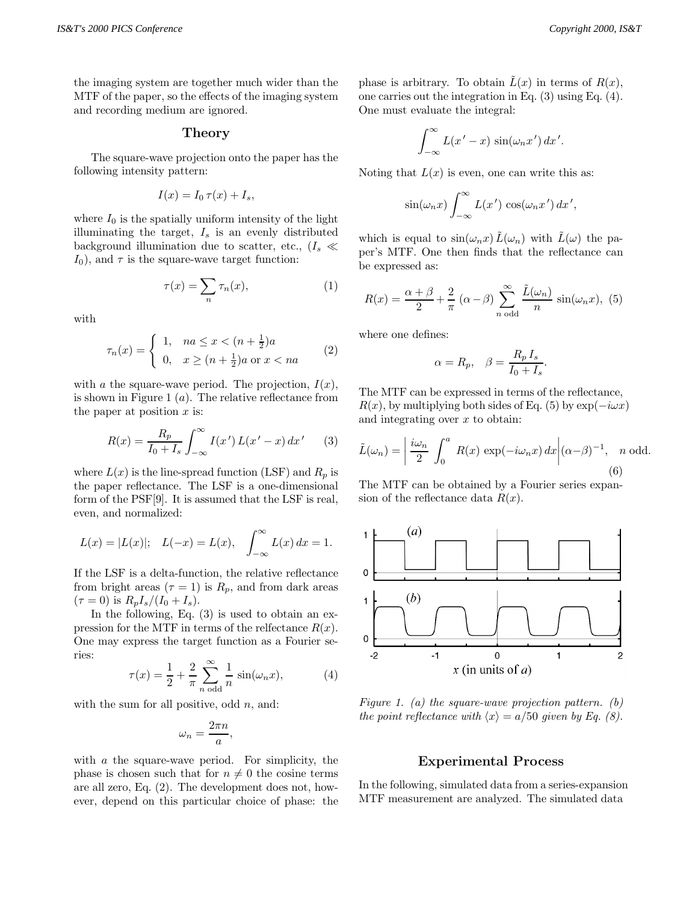the imaging system are together much wider than the MTF of the paper, so the effects of the imaging system and recording medium are ignored.

## Theory

The square-wave projection onto the paper has the following intensity pattern:

$$I(x) = I_0\,\tau(x) + I_s,$$

where $I_0$ is the spatially uniform intensity of the light illuminating the target, $I_s$ is an evenly distributed background illumination due to scatter, etc., ($I_s \ll I_0$), and $\tau$ is the square-wave target function:

$$\tau(x) = \sum_n \tau_n(x), \tag{1}$$

with

$$\tau_n(x) = \begin{cases} 1, & na \le x < (n+\frac{1}{2})a \\ 0, & x \ge (n+\frac{1}{2})a \text{ or } x < na \end{cases} \tag{2}$$

with $a$ the square-wave period. The projection, $I(x)$, is shown in Figure 1 ($a$). The relative reflectance from the paper at position $x$ is:

$$R(x) = \frac{R_p}{I_0 + I_s} \int_{-\infty}^{\infty} I(x')\,L(x'-x)\,dx' \tag{3}$$

where $L(x)$ is the line-spread function (LSF) and $R_p$ is the paper reflectance. The LSF is a one-dimensional form of the PSF[9]. It is assumed that the LSF is real, even, and normalized:

$$L(x) = |L(x)|; \quad L(-x) = L(x), \quad \int_{-\infty}^{\infty} L(x)\,dx = 1.$$

If the LSF is a delta-function, the relative reflectance from bright areas ($\tau = 1$) is $R_p$, and from dark areas ($\tau = 0$) is $R_p I_s/(I_0 + I_s)$.

In the following, Eq. (3) is used to obtain an expression for the MTF in terms of the relfectance $R(x)$. One may express the target function as a Fourier series:

$$\tau(x) = \frac{1}{2} + \frac{2}{\pi} \sum_{n \text{ odd}}^{\infty} \frac{1}{n}\,\sin(\omega_n x), \tag{4}$$

with the sum for all positive, odd $n$, and:

$$\omega_n = \frac{2\pi n}{a},$$

with $a$ the square-wave period. For simplicity, the phase is chosen such that for $n \neq 0$ the cosine terms are all zero, Eq. (2). The development does not, however, depend on this particular choice of phase: the phase is arbitrary. To obtain $\tilde{L}(x)$ in terms of $R(x)$, one carries out the integration in Eq. (3) using Eq. (4). One must evaluate the integral:

$$\int_{-\infty}^{\infty} L(x'-x)\,\sin(\omega_n x')\,dx'.$$

Noting that $L(x)$ is even, one can write this as:

$$\sin(\omega_n x) \int_{-\infty}^{\infty} L(x')\,\cos(\omega_n x')\,dx',$$

which is equal to $\sin(\omega_n x)\,\tilde{L}(\omega_n)$ with $\tilde{L}(\omega)$ the paper's MTF. One then finds that the reflectance can be expressed as:

$$R(x) = \frac{\alpha+\beta}{2} + \frac{2}{\pi}\,(\alpha-\beta) \sum_{n \text{ odd}}^{\infty} \frac{\tilde{L}(\omega_n)}{n}\,\sin(\omega_n x), \tag{5}$$

where one defines:

$$\alpha = R_p, \quad \beta = \frac{R_p\,I_s}{I_0 + I_s}.$$

The MTF can be expressed in terms of the reflectance, $R(x)$, by multiplying both sides of Eq. (5) by $\exp(-i\omega x)$ and integrating over $x$ to obtain:

$$\tilde{L}(\omega_n) = \left| \frac{i\omega_n}{2} \int_0^a R(x)\,\exp(-i\omega_n x)\,dx \right| (\alpha-\beta)^{-1}, \quad n \text{ odd}. \tag{6}$$

The MTF can be obtained by a Fourier series expansion of the reflectance data $R(x)$.

*Figure 1. (a) the square-wave projection pattern. (b) the point reflectance with $\langle x \rangle = a/50$ given by Eq. (8).*

## Experimental Process

In the following, simulated data from a series-expansion MTF measurement are analyzed. The simulated data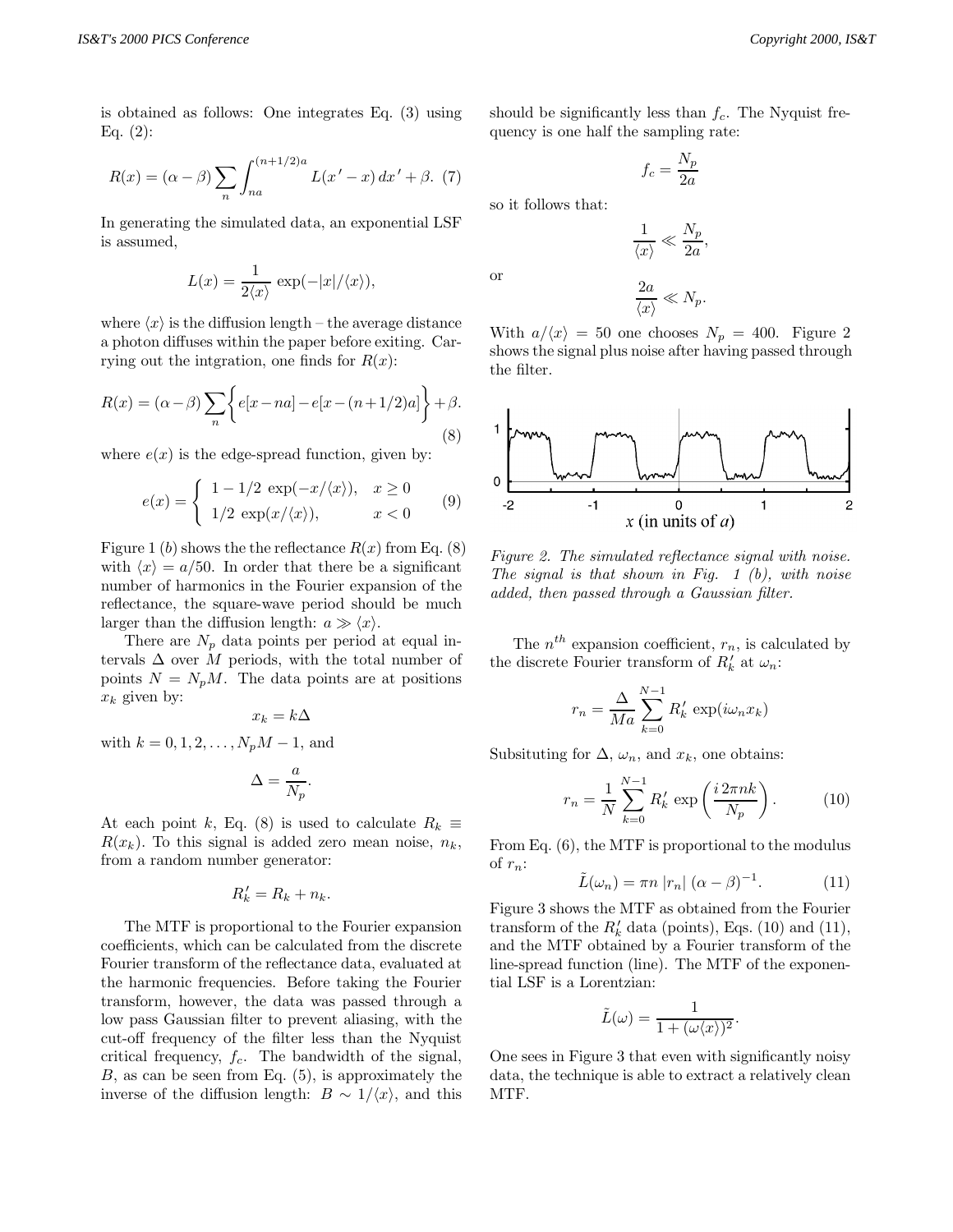is obtained as follows: One integrates Eq. (3) using Eq. (2):

$$R(x) = (\alpha - \beta) \sum_n \int_{na}^{(n+1/2)a} L(x' - x)\, dx' + \beta. \quad (7)$$

In generating the simulated data, an exponential LSF is assumed,

$$L(x) = \frac{1}{2\langle x \rangle} \exp(-|x|/\langle x \rangle),$$

where $\langle x \rangle$ is the diffusion length – the average distance a photon diffuses within the paper before exiting. Carrying out the intgration, one finds for $R(x)$:

$$R(x) = (\alpha - \beta) \sum_n \left\{ e[x - na] - e[x - (n + 1/2)a] \right\} + \beta. \quad (8)$$

where $e(x)$ is the edge-spread function, given by:

$$e(x) = \begin{cases} 1 - 1/2\ \exp(-x/\langle x \rangle), & x \geq 0 \\ 1/2\ \exp(x/\langle x \rangle), & x < 0 \end{cases} \quad (9)$$

Figure 1 $(b)$ shows the the reflectance $R(x)$ from Eq. (8) with $\langle x \rangle = a/50$. In order that there be a significant number of harmonics in the Fourier expansion of the reflectance, the square-wave period should be much larger than the diffusion length: $a \gg \langle x \rangle$.

There are $N_p$ data points per period at equal intervals $\Delta$ over $M$ periods, with the total number of points $N = N_p M$. The data points are at positions $x_k$ given by:

$$x_k = k\Delta$$

with $k = 0, 1, 2, \ldots, N_p M - 1$, and

$$\Delta = \frac{a}{N_p}.$$

At each point $k$, Eq. (8) is used to calculate $R_k \equiv R(x_k)$. To this signal is added zero mean noise, $n_k$, from a random number generator:

$$R'_k = R_k + n_k.$$

The MTF is proportional to the Fourier expansion coefficients, which can be calculated from the discrete Fourier transform of the reflectance data, evaluated at the harmonic frequencies. Before taking the Fourier transform, however, the data was passed through a low pass Gaussian filter to prevent aliasing, with the cut-off frequency of the filter less than the Nyquist critical frequency, $f_c$. The bandwidth of the signal, $B$, as can be seen from Eq. (5), is approximately the inverse of the diffusion length: $B \sim 1/\langle x \rangle$, and this should be significantly less than $f_c$. The Nyquist frequency is one half the sampling rate:

$$f_c = \frac{N_p}{2a}$$

so it follows that:

$$\frac{1}{\langle x \rangle} \ll \frac{N_p}{2a},$$

or

$$\frac{2a}{\langle x \rangle} \ll N_p.$$

With $a/\langle x \rangle = 50$ one chooses $N_p = 400$. Figure 2 shows the signal plus noise after having passed through the filter.

*Figure 2. The simulated reflectance signal with noise. The signal is that shown in Fig. 1 (b), with noise added, then passed through a Gaussian filter.*

The $n^{th}$ expansion coefficient, $r_n$, is calculated by the discrete Fourier transform of $R'_k$ at $\omega_n$:

$$r_n = \frac{\Delta}{Ma} \sum_{k=0}^{N-1} R'_k \exp(i\omega_n x_k)$$

Subsituting for $\Delta$, $\omega_n$, and $x_k$, one obtains:

$$r_n = \frac{1}{N} \sum_{k=0}^{N-1} R'_k \exp\left(\frac{i\, 2\pi n k}{N_p}\right). \quad (10)$$

From Eq. (6), the MTF is proportional to the modulus of $r_n$:

$$\tilde{L}(\omega_n) = \pi n\, |r_n|\, (\alpha - \beta)^{-1}. \quad (11)$$

Figure 3 shows the MTF as obtained from the Fourier transform of the $R'_k$ data (points), Eqs. (10) and (11), and the MTF obtained by a Fourier transform of the line-spread function (line). The MTF of the exponential LSF is a Lorentzian:

$$\tilde{L}(\omega) = \frac{1}{1 + (\omega \langle x \rangle)^2}.$$

One sees in Figure 3 that even with significantly noisy data, the technique is able to extract a relatively clean MTF.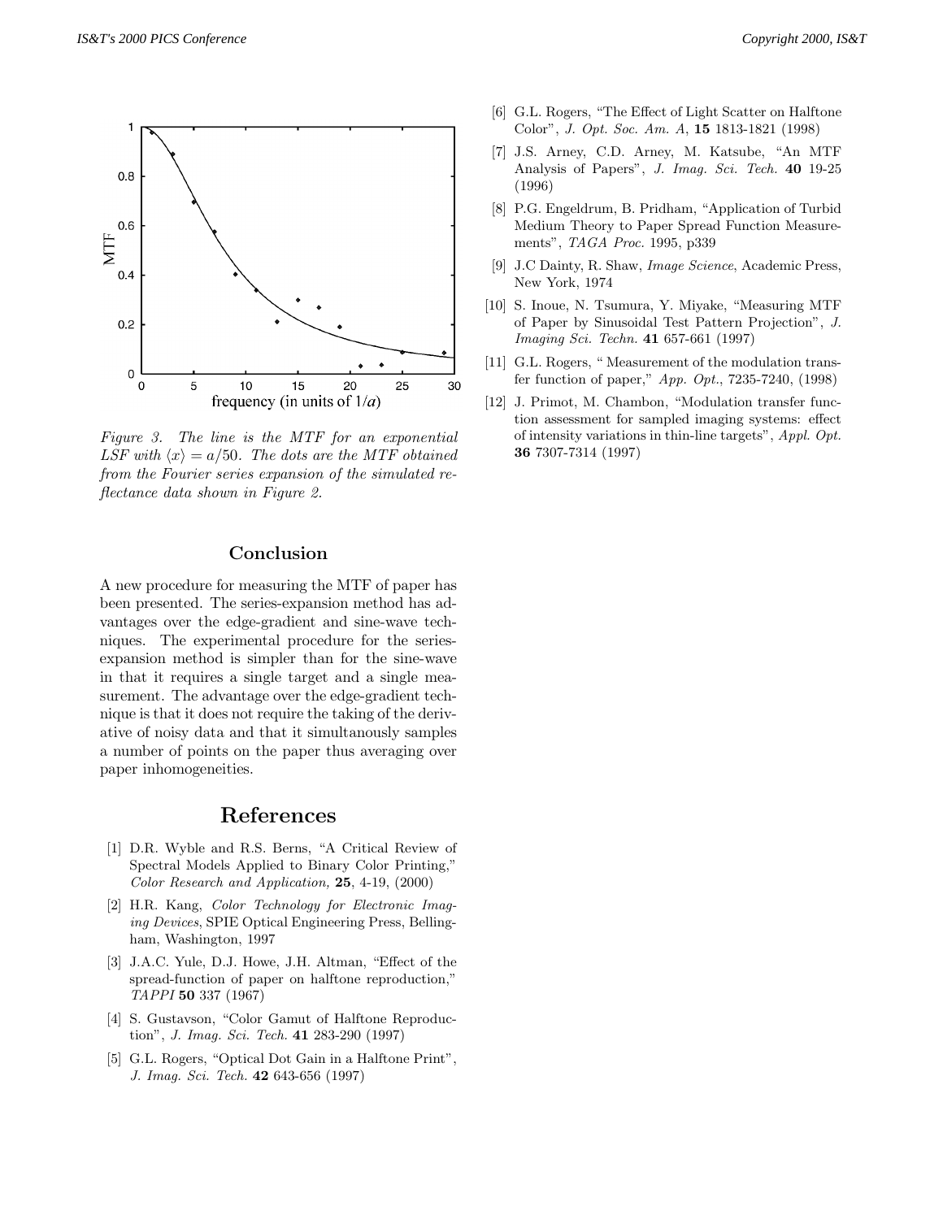1

0.8

0.6

MTF

0.4

0.2

0

0 5 10 15 20 25 30

frequency (in units of $1/a$)

*Figure 3. The line is the MTF for an exponential LSF with $\langle x \rangle = a/50$. The dots are the MTF obtained from the Fourier series expansion of the simulated reflectance data shown in Figure 2.*

## Conclusion

A new procedure for measuring the MTF of paper has been presented. The series-expansion method has advantages over the edge-gradient and sine-wave techniques. The experimental procedure for the series-expansion method is simpler than for the sine-wave in that it requires a single target and a single measurement. The advantage over the edge-gradient technique is that it does not require the taking of the derivative of noisy data and that it simultanously samples a number of points on the paper thus averaging over paper inhomogeneities.

# References

[1] D.R. Wyble and R.S. Berns, "A Critical Review of Spectral Models Applied to Binary Color Printing," *Color Research and Application,* **25**, 4-19, (2000)

[2] H.R. Kang, *Color Technology for Electronic Imaging Devices*, SPIE Optical Engineering Press, Bellingham, Washington, 1997

[3] J.A.C. Yule, D.J. Howe, J.H. Altman, "Effect of the spread-function of paper on halftone reproduction," *TAPPI* **50** 337 (1967)

[4] S. Gustavson, "Color Gamut of Halftone Reproduction", *J. Imag. Sci. Tech.* **41** 283-290 (1997)

[5] G.L. Rogers, "Optical Dot Gain in a Halftone Print", *J. Imag. Sci. Tech.* **42** 643-656 (1997)

[6] G.L. Rogers, "The Effect of Light Scatter on Halftone Color", *J. Opt. Soc. Am. A*, **15** 1813-1821 (1998)

[7] J.S. Arney, C.D. Arney, M. Katsube, "An MTF Analysis of Papers", *J. Imag. Sci. Tech.* **40** 19-25 (1996)

[8] P.G. Engeldrum, B. Pridham, "Application of Turbid Medium Theory to Paper Spread Function Measurements", *TAGA Proc.* 1995, p339

[9] J.C Dainty, R. Shaw, *Image Science*, Academic Press, New York, 1974

[10] S. Inoue, N. Tsumura, Y. Miyake, "Measuring MTF of Paper by Sinusoidal Test Pattern Projection", *J. Imaging Sci. Techn.* **41** 657-661 (1997)

[11] G.L. Rogers, " Measurement of the modulation transfer function of paper," *App. Opt.*, 7235-7240, (1998)

[12] J. Primot, M. Chambon, "Modulation transfer function assessment for sampled imaging systems: effect of intensity variations in thin-line targets", *Appl. Opt.* **36** 7307-7314 (1997)